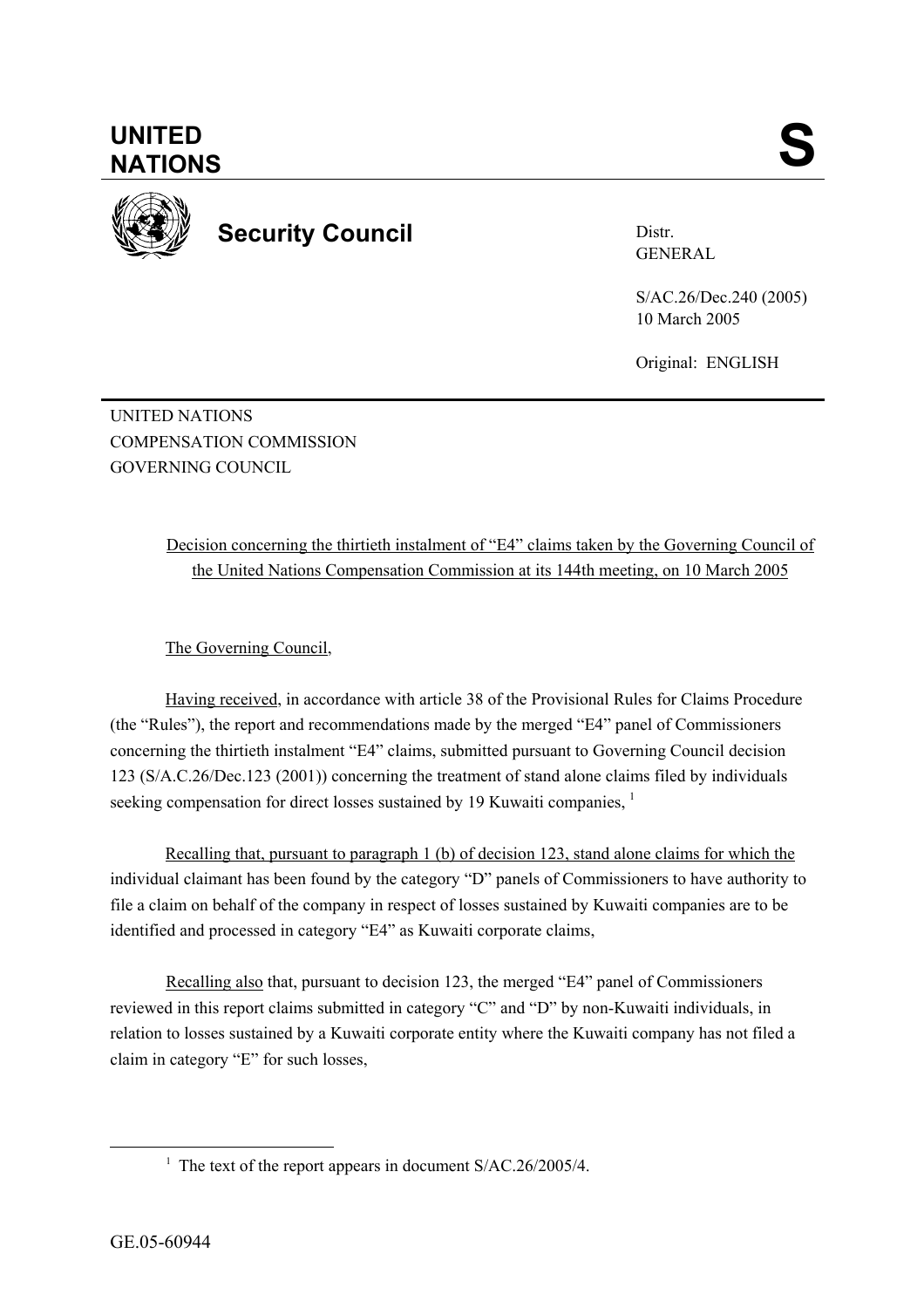**UNITED NATIONS**

**S**

**Security Council**

Distr.
GENERAL

S/AC.26/Dec.240 (2005)
10 March 2005

Original: ENGLISH

UNITED NATIONS
COMPENSATION COMMISSION
GOVERNING COUNCIL

Decision concerning the thirtieth instalment of "E4" claims taken by the Governing Council of the United Nations Compensation Commission at its 144th meeting, on 10 March 2005

The Governing Council,

Having received, in accordance with article 38 of the Provisional Rules for Claims Procedure (the "Rules"), the report and recommendations made by the merged "E4" panel of Commissioners concerning the thirtieth instalment "E4" claims, submitted pursuant to Governing Council decision 123 (S/A.C.26/Dec.123 (2001)) concerning the treatment of stand alone claims filed by individuals seeking compensation for direct losses sustained by 19 Kuwaiti companies, [1]

Recalling that, pursuant to paragraph 1 (b) of decision 123, stand alone claims for which the individual claimant has been found by the category "D" panels of Commissioners to have authority to file a claim on behalf of the company in respect of losses sustained by Kuwaiti companies are to be identified and processed in category "E4" as Kuwaiti corporate claims,

Recalling also that, pursuant to decision 123, the merged "E4" panel of Commissioners reviewed in this report claims submitted in category "C" and "D" by non-Kuwaiti individuals, in relation to losses sustained by a Kuwaiti corporate entity where the Kuwaiti company has not filed a claim in category "E" for such losses,

[1] The text of the report appears in document S/AC.26/2005/4.

GE.05-60944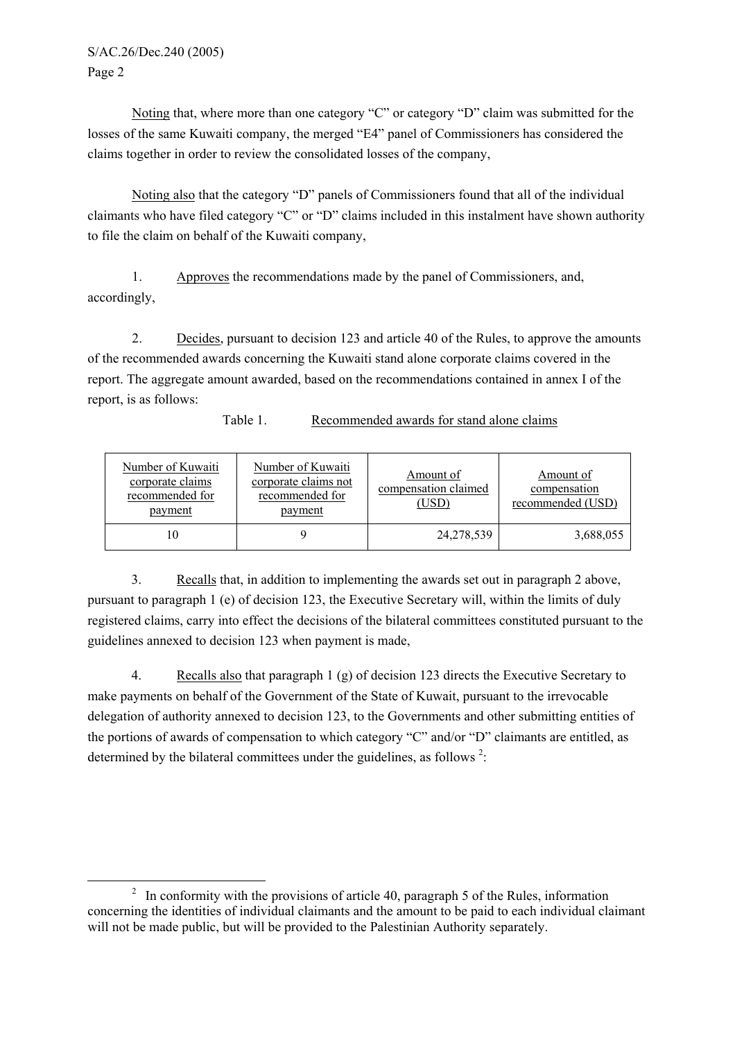Noting that, where more than one category “C” or category “D” claim was submitted for the losses of the same Kuwaiti company, the merged “E4” panel of Commissioners has considered the claims together in order to review the consolidated losses of the company,

Noting also that the category “D” panels of Commissioners found that all of the individual claimants who have filed category “C” or “D” claims included in this instalment have shown authority to file the claim on behalf of the Kuwaiti company,

1. Approves the recommendations made by the panel of Commissioners, and, accordingly,

2. Decides, pursuant to decision 123 and article 40 of the Rules, to approve the amounts of the recommended awards concerning the Kuwaiti stand alone corporate claims covered in the report. The aggregate amount awarded, based on the recommendations contained in annex I of the report, is as follows:

Table 1. Recommended awards for stand alone claims

| Number of Kuwaiti corporate claims recommended for payment | Number of Kuwaiti corporate claims not recommended for payment | Amount of compensation claimed (USD) | Amount of compensation recommended (USD) |
|---|---|---|---|
| 10 | 9 | 24,278,539 | 3,688,055 |

3. Recalls that, in addition to implementing the awards set out in paragraph 2 above, pursuant to paragraph 1 (e) of decision 123, the Executive Secretary will, within the limits of duly registered claims, carry into effect the decisions of the bilateral committees constituted pursuant to the guidelines annexed to decision 123 when payment is made,

4. Recalls also that paragraph 1 (g) of decision 123 directs the Executive Secretary to make payments on behalf of the Government of the State of Kuwait, pursuant to the irrevocable delegation of authority annexed to decision 123, to the Governments and other submitting entities of the portions of awards of compensation to which category “C” and/or “D” claimants are entitled, as determined by the bilateral committees under the guidelines, as follows [2]:

[2] In conformity with the provisions of article 40, paragraph 5 of the Rules, information concerning the identities of individual claimants and the amount to be paid to each individual claimant will not be made public, but will be provided to the Palestinian Authority separately.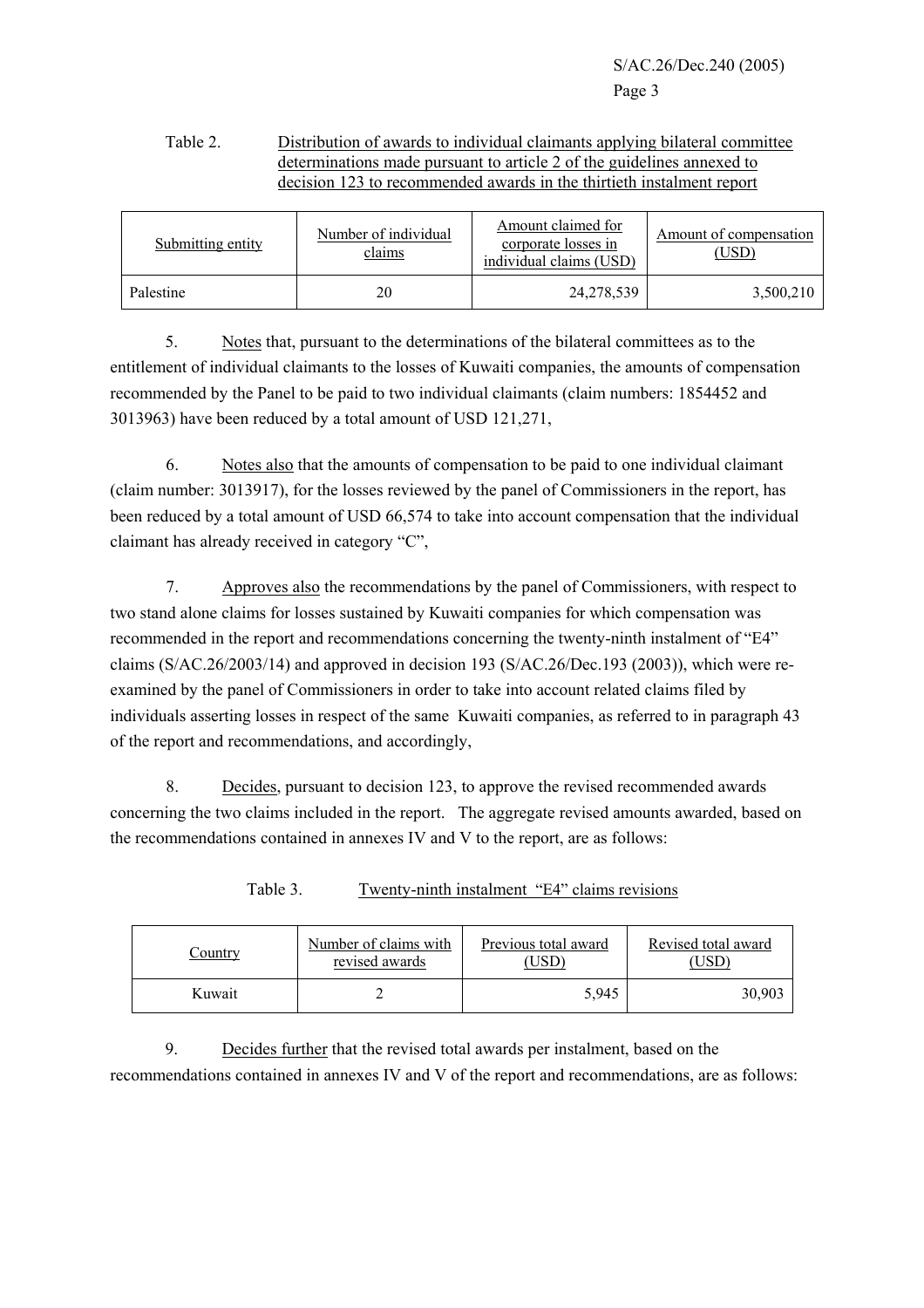Table 2. Distribution of awards to individual claimants applying bilateral committee determinations made pursuant to article 2 of the guidelines annexed to decision 123 to recommended awards in the thirtieth instalment report

| Submitting entity | Number of individual claims | Amount claimed for corporate losses in individual claims (USD) | Amount of compensation (USD) |
|---|---|---|---|
| Palestine | 20 | 24,278,539 | 3,500,210 |

5. Notes that, pursuant to the determinations of the bilateral committees as to the entitlement of individual claimants to the losses of Kuwaiti companies, the amounts of compensation recommended by the Panel to be paid to two individual claimants (claim numbers: 1854452 and 3013963) have been reduced by a total amount of USD 121,271,

6. Notes also that the amounts of compensation to be paid to one individual claimant (claim number: 3013917), for the losses reviewed by the panel of Commissioners in the report, has been reduced by a total amount of USD 66,574 to take into account compensation that the individual claimant has already received in category "C",

7. Approves also the recommendations by the panel of Commissioners, with respect to two stand alone claims for losses sustained by Kuwaiti companies for which compensation was recommended in the report and recommendations concerning the twenty-ninth instalment of "E4" claims (S/AC.26/2003/14) and approved in decision 193 (S/AC.26/Dec.193 (2003)), which were re-examined by the panel of Commissioners in order to take into account related claims filed by individuals asserting losses in respect of the same Kuwaiti companies, as referred to in paragraph 43 of the report and recommendations, and accordingly,

8. Decides, pursuant to decision 123, to approve the revised recommended awards concerning the two claims included in the report. The aggregate revised amounts awarded, based on the recommendations contained in annexes IV and V to the report, are as follows:

Table 3. Twenty-ninth instalment "E4" claims revisions

| Country | Number of claims with revised awards | Previous total award (USD) | Revised total award (USD) |
|---|---|---|---|
| Kuwait | 2 | 5,945 | 30,903 |

9. Decides further that the revised total awards per instalment, based on the recommendations contained in annexes IV and V of the report and recommendations, are as follows: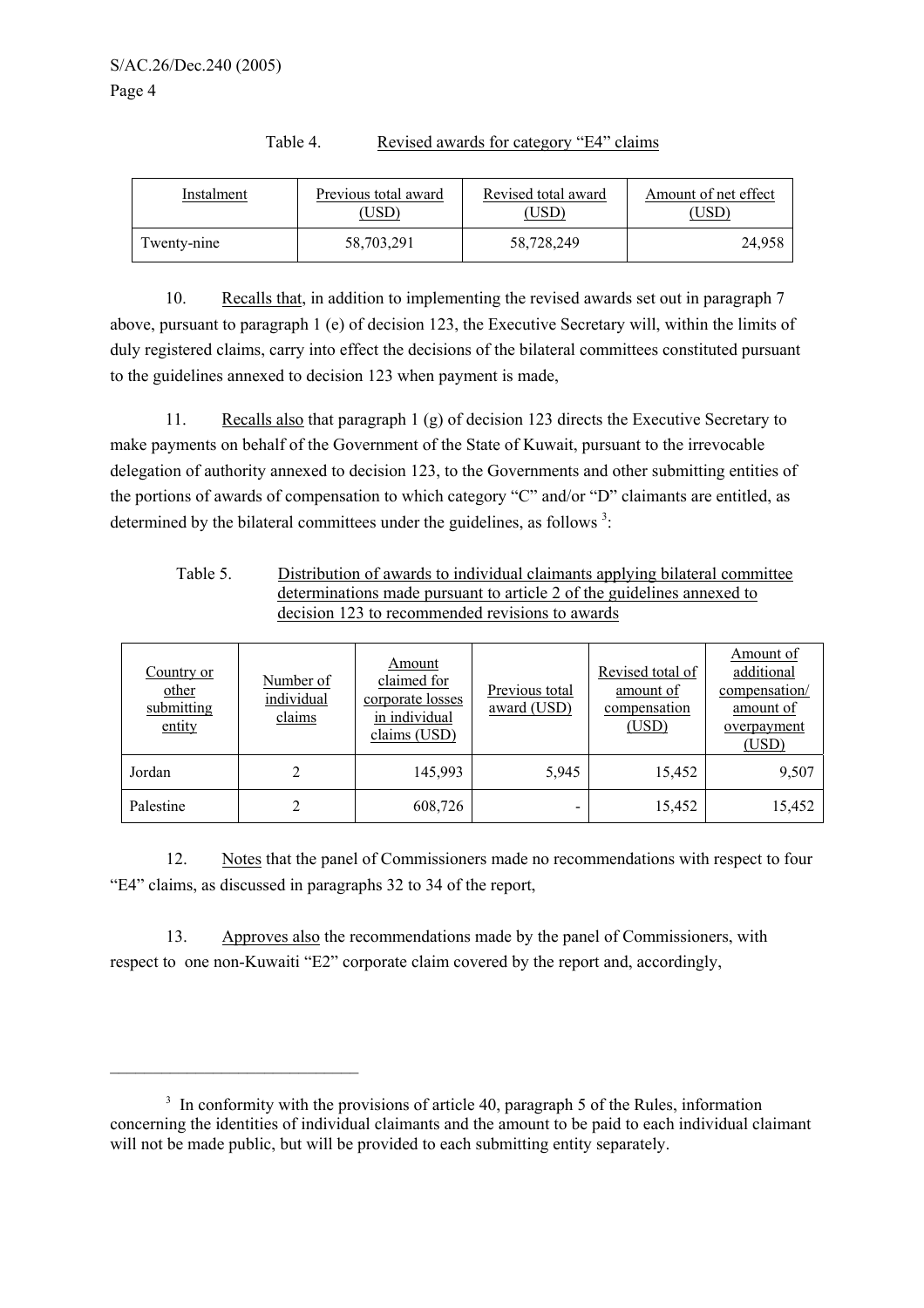Table 4. Revised awards for category "E4" claims

| Instalment | Previous total award (USD) | Revised total award (USD) | Amount of net effect (USD) |
|---|---|---|---|
| Twenty-nine | 58,703,291 | 58,728,249 | 24,958 |

10. Recalls that, in addition to implementing the revised awards set out in paragraph 7 above, pursuant to paragraph 1 (e) of decision 123, the Executive Secretary will, within the limits of duly registered claims, carry into effect the decisions of the bilateral committees constituted pursuant to the guidelines annexed to decision 123 when payment is made,

11. Recalls also that paragraph 1 (g) of decision 123 directs the Executive Secretary to make payments on behalf of the Government of the State of Kuwait, pursuant to the irrevocable delegation of authority annexed to decision 123, to the Governments and other submitting entities of the portions of awards of compensation to which category "C" and/or "D" claimants are entitled, as determined by the bilateral committees under the guidelines, as follows [3]:

Table 5. Distribution of awards to individual claimants applying bilateral committee determinations made pursuant to article 2 of the guidelines annexed to decision 123 to recommended revisions to awards

| Country or other submitting entity | Number of individual claims | Amount claimed for corporate losses in individual claims (USD) | Previous total award (USD) | Revised total of amount of compensation (USD) | Amount of additional compensation/ amount of overpayment (USD) |
|---|---|---|---|---|---|
| Jordan | 2 | 145,993 | 5,945 | 15,452 | 9,507 |
| Palestine | 2 | 608,726 | - | 15,452 | 15,452 |

12. Notes that the panel of Commissioners made no recommendations with respect to four "E4" claims, as discussed in paragraphs 32 to 34 of the report,

13. Approves also the recommendations made by the panel of Commissioners, with respect to one non-Kuwaiti "E2" corporate claim covered by the report and, accordingly,

---

[3] In conformity with the provisions of article 40, paragraph 5 of the Rules, information concerning the identities of individual claimants and the amount to be paid to each individual claimant will not be made public, but will be provided to each submitting entity separately.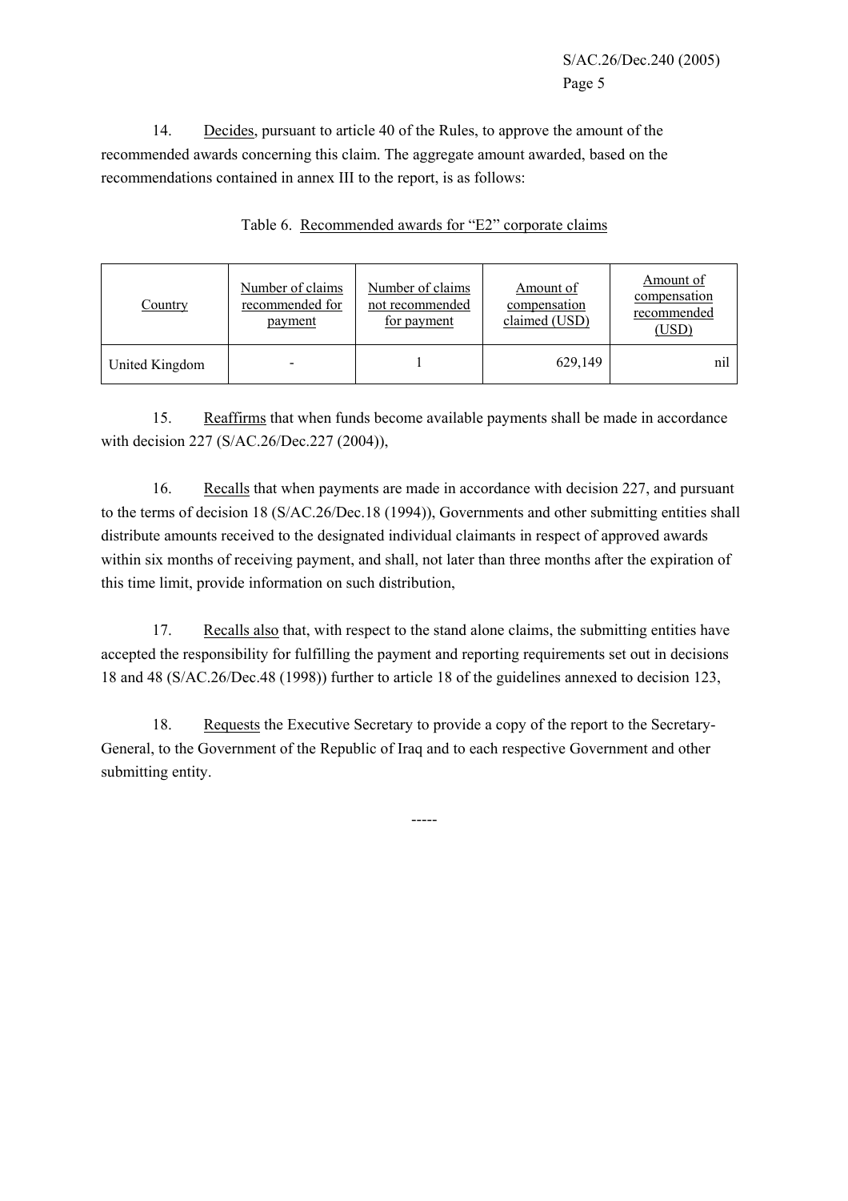14. Decides, pursuant to article 40 of the Rules, to approve the amount of the recommended awards concerning this claim. The aggregate amount awarded, based on the recommendations contained in annex III to the report, is as follows:

Table 6. Recommended awards for "E2" corporate claims

| Country | Number of claims recommended for payment | Number of claims not recommended for payment | Amount of compensation claimed (USD) | Amount of compensation recommended (USD) |
|---|---|---|---|---|
| United Kingdom | - | 1 | 629,149 | nil |

15. Reaffirms that when funds become available payments shall be made in accordance with decision 227 (S/AC.26/Dec.227 (2004)),

16. Recalls that when payments are made in accordance with decision 227, and pursuant to the terms of decision 18 (S/AC.26/Dec.18 (1994)), Governments and other submitting entities shall distribute amounts received to the designated individual claimants in respect of approved awards within six months of receiving payment, and shall, not later than three months after the expiration of this time limit, provide information on such distribution,

17. Recalls also that, with respect to the stand alone claims, the submitting entities have accepted the responsibility for fulfilling the payment and reporting requirements set out in decisions 18 and 48 (S/AC.26/Dec.48 (1998)) further to article 18 of the guidelines annexed to decision 123,

18. Requests the Executive Secretary to provide a copy of the report to the Secretary-General, to the Government of the Republic of Iraq and to each respective Government and other submitting entity.

-----